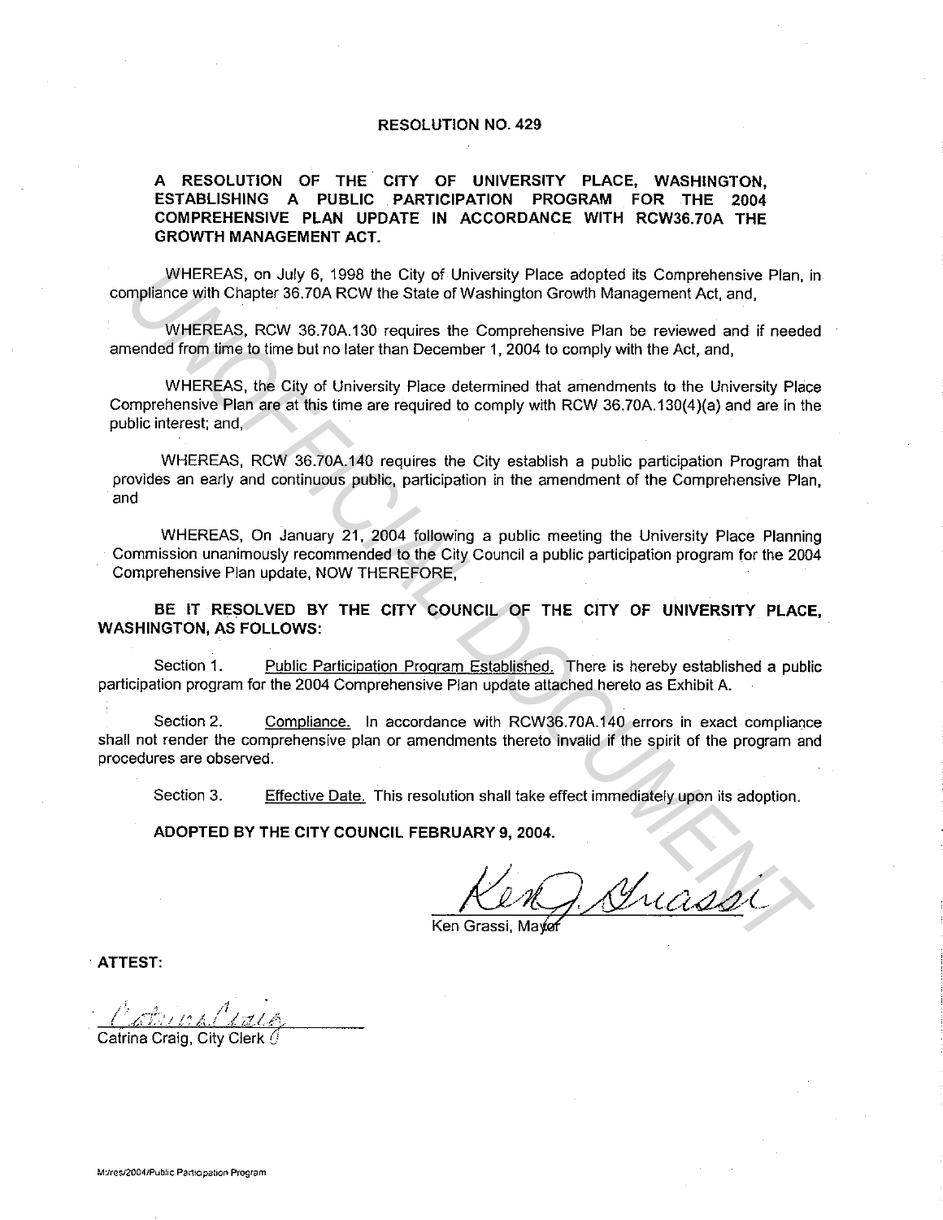# RESOLUTION NO. 429

**A RESOLUTION OF THE CITY OF UNIVERSITY PLACE, WASHINGTON, ESTABLISHING A PUBLIC PARTICIPATION PROGRAM FOR THE 2004 COMPREHENSIVE PLAN UPDATE IN ACCORDANCE WITH RCW36.70A THE GROWTH MANAGEMENT ACT.**

WHEREAS, on July 6, 1998 the City of University Place adopted its Comprehensive Plan, in compliance with Chapter 36.70A RCW the State of Washington Growth Management Act, and,

WHEREAS, RCW 36.70A.130 requires the Comprehensive Plan be reviewed and if needed amended from time to time but no later than December 1, 2004 to comply with the Act, and,

WHEREAS, the City of University Place determined that amendments to the University Place Comprehensive Plan are at this time are required to comply with RCW 36.70A.130(4)(a) and are in the public interest; and,

WHEREAS, RCW 36.70A.140 requires the City establish a public participation Program that provides an early and continuous public, participation in the amendment of the Comprehensive Plan, and

WHEREAS, On January 21, 2004 following a public meeting the University Place Planning Commission unanimously recommended to the City Council a public participation program for the 2004 Comprehensive Plan update, NOW THEREFORE,

**BE IT RESOLVED BY THE CITY COUNCIL OF THE CITY OF UNIVERSITY PLACE, WASHINGTON, AS FOLLOWS:**

Section 1. Public Participation Program Established. There is hereby established a public participation program for the 2004 Comprehensive Plan update attached hereto as Exhibit A.

Section 2. Compliance. In accordance with RCW36.70A.140 errors in exact compliance shall not render the comprehensive plan or amendments thereto invalid if the spirit of the program and procedures are observed.

Section 3. Effective Date. This resolution shall take effect immediately upon its adoption.

**ADOPTED BY THE CITY COUNCIL FEBRUARY 9, 2004.**

Ken Grassi, Mayor

**ATTEST:**

Catrina Craig, City Clerk

M:/res/2004/Public Participation Program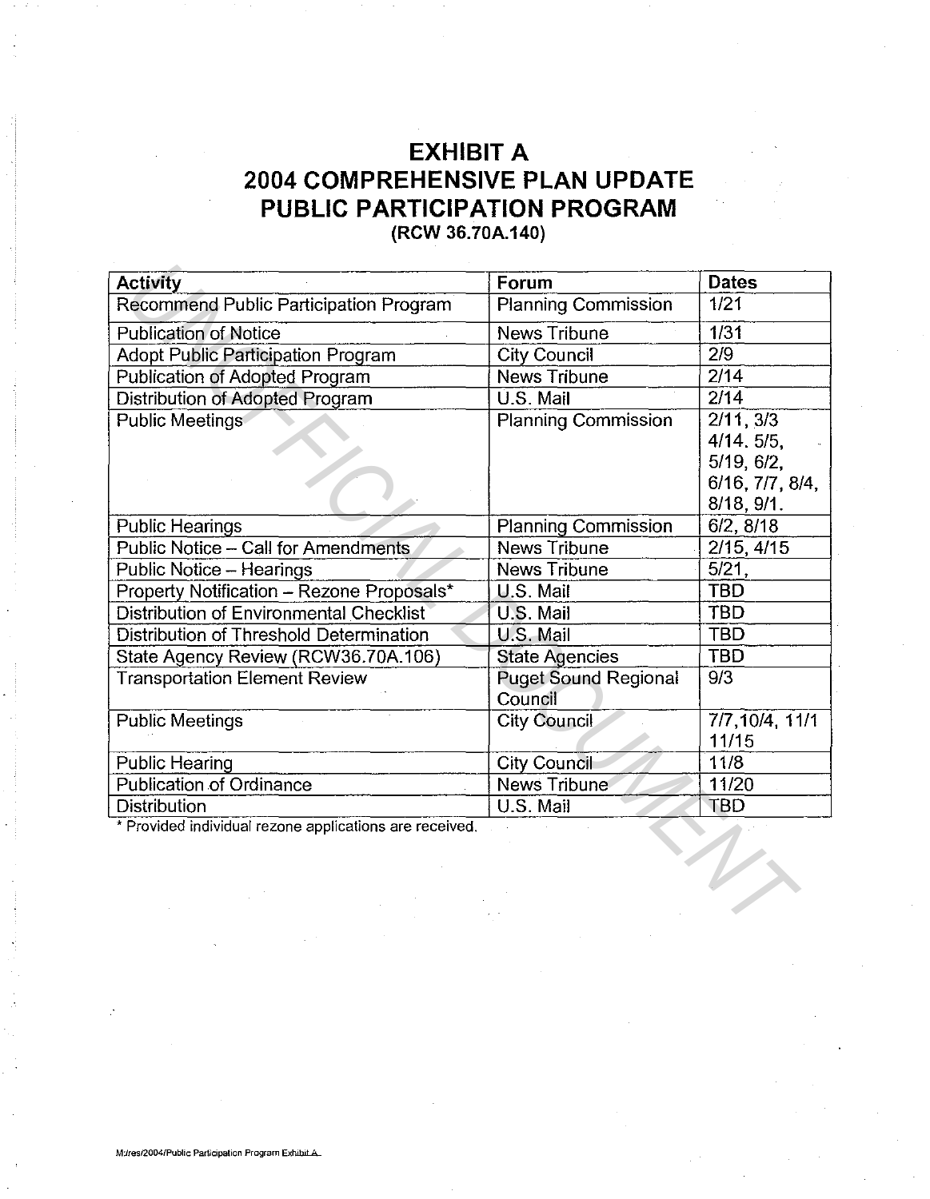# EXHIBIT A
# 2004 COMPREHENSIVE PLAN UPDATE
# PUBLIC PARTICIPATION PROGRAM

**(RCW 36.70A.140)**

| Activity | Forum | Dates |
|---|---|---|
| Recommend Public Participation Program | Planning Commission | 1/21 |
| Publication of Notice | News Tribune | 1/31 |
| Adopt Public Participation Program | City Council | 2/9 |
| Publication of Adopted Program | News Tribune | 2/14 |
| Distribution of Adopted Program | U.S. Mail | 2/14 |
| Public Meetings | Planning Commission | 2/11, 3/3 4/14. 5/5, 5/19, 6/2, 6/16, 7/7, 8/4, 8/18, 9/1. |
| Public Hearings | Planning Commission | 6/2, 8/18 |
| Public Notice – Call for Amendments | News Tribune | 2/15, 4/15 |
| Public Notice – Hearings | News Tribune | 5/21, |
| Property Notification – Rezone Proposals* | U.S. Mail | TBD |
| Distribution of Environmental Checklist | U.S. Mail | TBD |
| Distribution of Threshold Determination | U.S. Mail | TBD |
| State Agency Review (RCW36.70A.106) | State Agencies | TBD |
| Transportation Element Review | Puget Sound Regional Council | 9/3 |
| Public Meetings | City Council | 7/7,10/4, 11/1 11/15 |
| Public Hearing | City Council | 11/8 |
| Publication of Ordinance | News Tribune | 11/20 |
| Distribution | U.S. Mail | TBD |

\* Provided individual rezone applications are received.

M:/res/2004/Public Participation Program Exhibit A